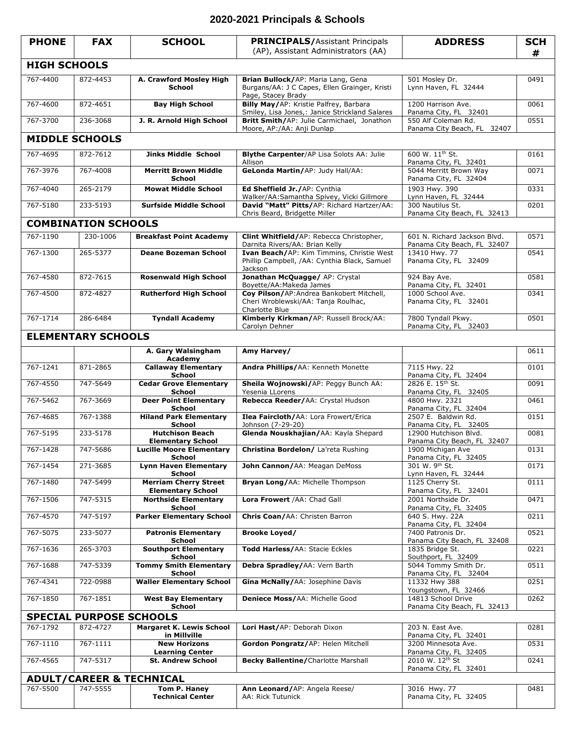# 2020-2021 Principals & Schools

| PHONE | FAX | SCHOOL | PRINCIPALS/Assistant Principals (AP), Assistant Administrators (AA) | ADDRESS | SCH # |
|---|---|---|---|---|---|
| **HIGH SCHOOLS** | | | | | |
| 767-4400 | 872-4453 | **A. Crawford Mosley High School** | **Brian Bullock/**AP: Maria Lang, Gena Burgans/AA: J C Capes, Ellen Grainger, Kristi Page, Stacey Brady | 501 Mosley Dr. Lynn Haven, FL 32444 | 0491 |
| 767-4600 | 872-4651 | **Bay High School** | **Billy May/**AP: Kristie Palfrey, Barbara Smiley, Lisa Jones,: Janice Strickland Salares | 1200 Harrison Ave. Panama City, FL 32401 | 0061 |
| 767-3700 | 236-3068 | **J. R. Arnold High School** | **Britt Smith/**AP: Julie Carmichael, Jonathon Moore, AP:/AA: Anji Dunlap | 550 Alf Coleman Rd. Panama City Beach, FL 32407 | 0551 |
| **MIDDLE SCHOOLS** | | | | | |
| 767-4695 | 872-7612 | **Jinks Middle School** | **Blythe Carpenter**/AP Lisa Solots AA: Julie Allison | 600 W. 11th St. Panama City, FL 32401 | 0161 |
| 767-3976 | 767-4008 | **Merritt Brown Middle School** | **GeLonda Martin/**AP: Judy Hall/AA: | 5044 Merritt Brown Way Panama City, FL 32404 | 0071 |
| 767-4040 | 265-2179 | **Mowat Middle School** | **Ed Sheffield Jr./**AP: Cynthia Walker/AA:Samantha Spivey, Vicki Gillmore | 1903 Hwy. 390 Lynn Haven, FL 32444 | 0331 |
| 767-5180 | 233-5193 | **Surfside Middle School** | **David "Matt" Pitts/**AP: Richard Hartzer/AA: Chris Beard, Bridgette Miller | 300 Nautilus St. Panama City Beach, FL 32413 | 0201 |
| **COMBINATION SCHOOLS** | | | | | |
| 767-1190 | 230-1006 | **Breakfast Point Academy** | **Clint Whitfield/**AP: Rebecca Christopher, Darnita Rivers/AA: Brian Kelly | 601 N. Richard Jackson Blvd. Panama City Beach, FL 32407 | 0571 |
| 767-1300 | 265-5377 | **Deane Bozeman School** | **Ivan Beach/**AP: Kim Timmins, Christie West Phillip Campbell, /AA: Cynthia Black, Samuel Jackson | 13410 Hwy. 77 Panama City, FL 32409 | 0541 |
| 767-4580 | 872-7615 | **Rosenwald High School** | **Jonathan McQuagge/** AP: Crystal Boyette/AA:Makeda James | 924 Bay Ave. Panama City, FL 32401 | 0581 |
| 767-4500 | 872-4827 | **Rutherford High School** | **Coy Pilson/**AP:Andrea Bankobert Mitchell, Cheri Wroblewski/AA: Tanja Roulhac, Charlotte Blue | 1000 School Ave. Panama City, FL 32401 | 0341 |
| 767-1714 | 286-6484 | **Tyndall Academy** | **Kimberly Kirkman/**AP: Russell Brock/AA: Carolyn Dehner | 7800 Tyndall Pkwy. Panama City, FL 32403 | 0501 |
| **ELEMENTARY SCHOOLS** | | | | | |
| | | **A. Gary Walsingham Academy** | **Amy Harvey/** | | 0611 |
| 767-1241 | 871-2865 | **Callaway Elementary School** | **Andra Phillips/**AA: Kenneth Monette | 7115 Hwy. 22 Panama City, FL 32404 | 0101 |
| 767-4550 | 747-5649 | **Cedar Grove Elementary School** | **Sheila Wojnowski/**AP: Peggy Bunch AA: Yesenia LLorens | 2826 E. 15th St. Panama City, FL 32405 | 0091 |
| 767-5462 | 767-3669 | **Deer Point Elementary School** | **Rebecca Reeder/**AA: Crystal Hudson | 4800 Hwy. 2321 Panama City, FL 32404 | 0461 |
| 767-4685 | 767-1388 | **Hiland Park Elementary School** | **Ilea Faircloth/**AA: Lora Frowert/Erica Johnson (7-29-20) | 2507 E. Baldwin Rd. Panama City, FL 32405 | 0151 |
| 767-5195 | 233-5178 | **Hutchison Beach Elementary School** | **Glenda Nouskhajian/**AA: Kayla Shepard | 12900 Hutchison Blvd. Panama City Beach, FL 32407 | 0081 |
| 767-1428 | 747-5686 | **Lucille Moore Elementary School** | **Christina Bordelon/** La'reta Rushing | 1900 Michigan Ave Panama City, FL 32405 | 0131 |
| 767-1454 | 271-3685 | **Lynn Haven Elementary School** | **John Cannon/**AA: Meagan DeMoss | 301 W. 9th St. Lynn Haven, FL 32444 | 0171 |
| 767-1480 | 747-5499 | **Merriam Cherry Street Elementary School** | **Bryan Long/**AA: Michelle Thompson | 1125 Cherry St. Panama City, FL 32401 | 0111 |
| 767-1506 | 747-5315 | **Northside Elementary School** | **Lora Frowert** /AA: Chad Gall | 2001 Northside Dr. Panama City, FL 32405 | 0471 |
| 767-4570 | 747-5197 | **Parker Elementary School** | **Chris Coan/**AA: Christen Barron | 640 S. Hwy. 22A Panama City, FL 32404 | 0211 |
| 767-5075 | 233-5077 | **Patronis Elementary School** | **Brooke Loyed/** | 7400 Patronis Dr. Panama City Beach, FL 32408 | 0521 |
| 767-1636 | 265-3703 | **Southport Elementary School** | **Todd Harless/**AA: Stacie Eckles | 1835 Bridge St. Southport, FL 32409 | 0221 |
| 767-1688 | 747-5339 | **Tommy Smith Elementary School** | **Debra Spradley/**AA: Vern Barth | 5044 Tommy Smith Dr. Panama City, FL 32404 | 0511 |
| 767-4341 | 722-0988 | **Waller Elementary School** | **Gina McNally/**AA: Josephine Davis | 11332 Hwy 388 Youngstown, FL 32466 | 0251 |
| 767-1850 | 767-1851 | **West Bay Elementary School** | **Deniece Moss/**AA: Michelle Good | 14813 School Drive Panama City Beach, FL 32413 | 0262 |
| **SPECIAL PURPOSE SCHOOLS** | | | | | |
| 767-1792 | 872-4727 | **Margaret K. Lewis School in Millville** | **Lori Hast/**AP: Deborah Dixon | 203 N. East Ave. Panama City, FL 32401 | 0281 |
| 767-1110 | 767-1111 | **New Horizons Learning Center** | **Gordon Pongratz/**AP: Helen Mitchell | 3200 Minnesota Ave. Panama City, FL 32405 | 0531 |
| 767-4565 | 747-5317 | **St. Andrew School** | **Becky Ballentine/**Charlotte Marshall | 2010 W. 12th St Panama City, FL 32401 | 0241 |
| **ADULT/CAREER & TECHNICAL** | | | | | |
| 767-5500 | 747-5555 | **Tom P. Haney Technical Center** | **Ann Leonard/**AP: Angela Reese/ AA: Rick Tutunick | 3016 Hwy. 77 Panama City, FL 32405 | 0481 |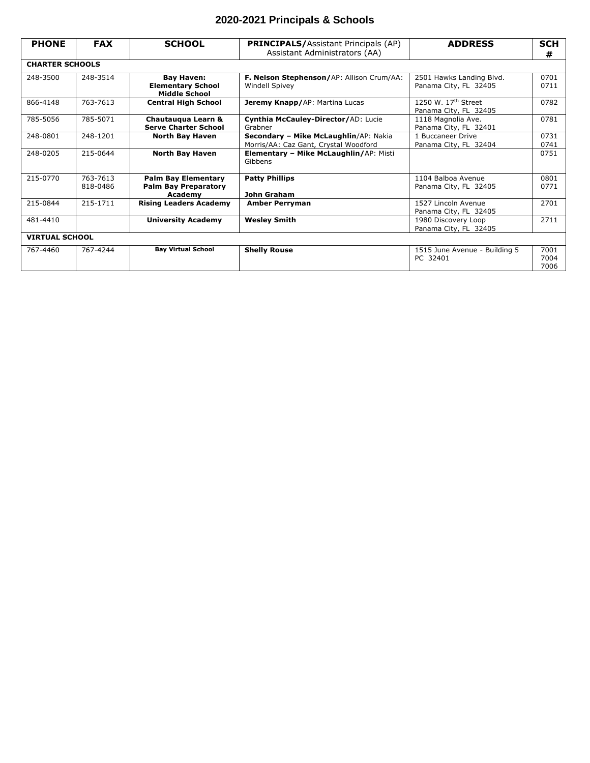# 2020-2021 Principals & Schools

| PHONE | FAX | SCHOOL | **PRINCIPALS/**Assistant Principals (AP) Assistant Administrators (AA) | ADDRESS | SCH # |
|---|---|---|---|---|---|
| **CHARTER SCHOOLS** | | | | | |
| 248-3500 | 248-3514 | **Bay Haven: Elementary School Middle School** | **F. Nelson Stephenson/**AP: Allison Crum/AA: Windell Spivey | 2501 Hawks Landing Blvd. Panama City, FL 32405 | 0701 0711 |
| 866-4148 | 763-7613 | **Central High School** | **Jeremy Knapp/**AP: Martina Lucas | 1250 W. 17th Street Panama City, FL 32405 | 0782 |
| 785-5056 | 785-5071 | **Chautauqua Learn & Serve Charter School** | **Cynthia McCauley-Director/**AD: Lucie Grabner | 1118 Magnolia Ave. Panama City, FL 32401 | 0781 |
| 248-0801 | 248-1201 | **North Bay Haven** | **Secondary – Mike McLaughlin**/AP: Nakia Morris/AA: Caz Gant, Crystal Woodford | 1 Buccaneer Drive Panama City, FL 32404 | 0731 0741 |
| 248-0205 | 215-0644 | **North Bay Haven** | **Elementary – Mike McLaughlin/**AP: Misti Gibbens | | 0751 |
| 215-0770 | 763-7613 818-0486 | **Palm Bay Elementary Palm Bay Preparatory Academy** | **Patty Phillips** **John Graham** | 1104 Balboa Avenue Panama City, FL 32405 | 0801 0771 |
| 215-0844 | 215-1711 | **Rising Leaders Academy** | **Amber Perryman** | 1527 Lincoln Avenue Panama City, FL 32405 | 2701 |
| 481-4410 | | **University Academy** | **Wesley Smith** | 1980 Discovery Loop Panama City, FL 32405 | 2711 |
| **VIRTUAL SCHOOL** | | | | | |
| 767-4460 | 767-4244 | **Bay Virtual School** | **Shelly Rouse** | 1515 June Avenue - Building 5 PC 32401 | 7001 7004 7006 |